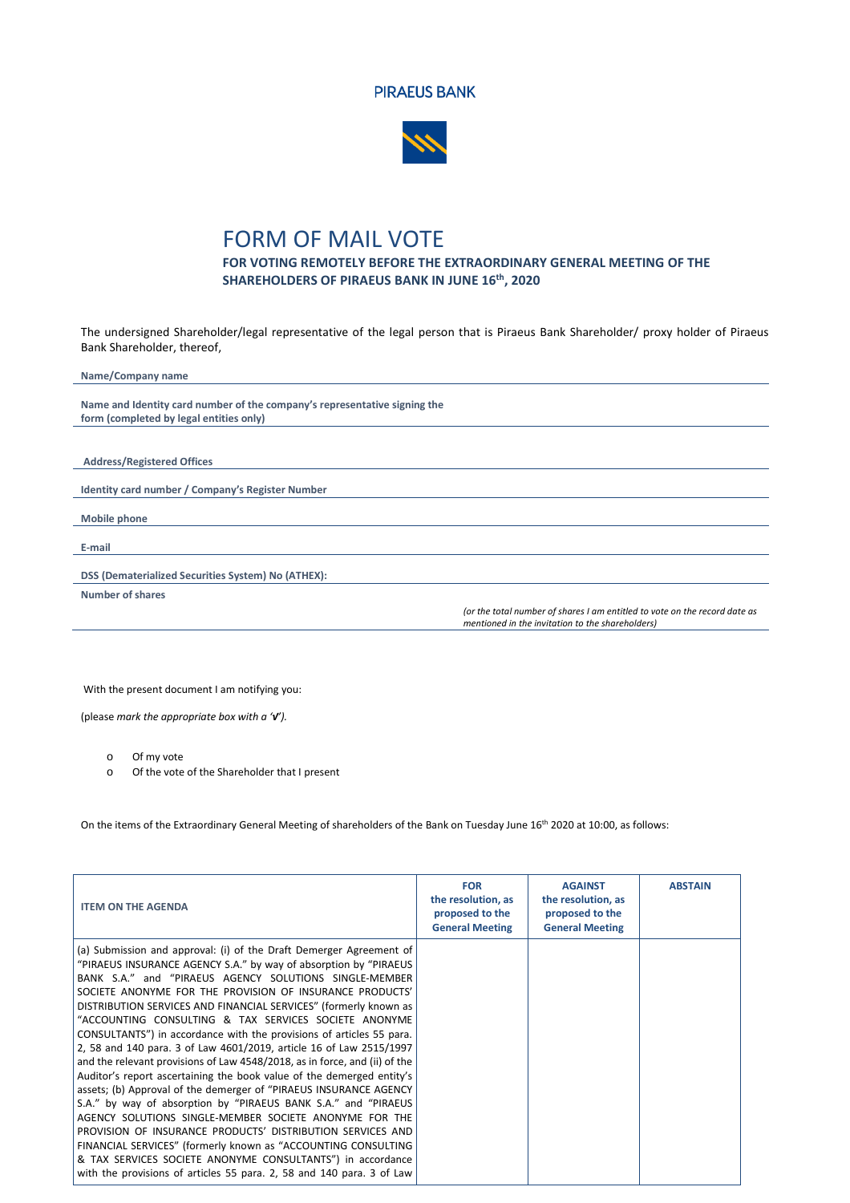PIRAEUS BANK

# FORM OF MAIL VOTE

**FOR VOTING REMOTELY BEFORE THE EXTRAORDINARY GENERAL MEETING OF THE SHAREHOLDERS OF PIRAEUS BANK IN JUNE 16th, 2020**

The undersigned Shareholder/legal representative of the legal person that is Piraeus Bank Shareholder/ proxy holder of Piraeus Bank Shareholder, thereof,

**Name/Company name**

**Name and Identity card number of the company's representative signing the form (completed by legal entities only)**

**Address/Registered Offices**

**Identity card number / Company's Register Number**

**Mobile phone**

**E-mail**

**DSS (Dematerialized Securities System) No (ATHEX):**

**Number of shares**

*(or the total number of shares I am entitled to vote on the record date as mentioned in the invitation to the shareholders)*

With the present document I am notifying you:

(please *mark the appropriate box with a '✔').*

- Of my vote
- Of the vote of the Shareholder that I present

On the items of the Extraordinary General Meeting of shareholders of the Bank on Tuesday June 16th 2020 at 10:00, as follows:

| ITEM ON THE AGENDA | FOR the resolution, as proposed to the General Meeting | AGAINST the resolution, as proposed to the General Meeting | ABSTAIN |
|---|---|---|---|
| (a) Submission and approval: (i) of the Draft Demerger Agreement of "PIRAEUS INSURANCE AGENCY S.A." by way of absorption by "PIRAEUS BANK S.A." and "PIRAEUS AGENCY SOLUTIONS SINGLE-MEMBER SOCIETE ANONYME FOR THE PROVISION OF INSURANCE PRODUCTS' DISTRIBUTION SERVICES AND FINANCIAL SERVICES" (formerly known as "ACCOUNTING CONSULTING & TAX SERVICES SOCIETE ANONYME CONSULTANTS") in accordance with the provisions of articles 55 para. 2, 58 and 140 para. 3 of Law 4601/2019, article 16 of Law 2515/1997 and the relevant provisions of Law 4548/2018, as in force, and (ii) of the Auditor's report ascertaining the book value of the demerged entity's assets; (b) Approval of the demerger of "PIRAEUS INSURANCE AGENCY S.A." by way of absorption by "PIRAEUS BANK S.A." and "PIRAEUS AGENCY SOLUTIONS SINGLE-MEMBER SOCIETE ANONYME FOR THE PROVISION OF INSURANCE PRODUCTS' DISTRIBUTION SERVICES AND FINANCIAL SERVICES" (formerly known as "ACCOUNTING CONSULTING & TAX SERVICES SOCIETE ANONYME CONSULTANTS") in accordance with the provisions of articles 55 para. 2, 58 and 140 para. 3 of Law | | | |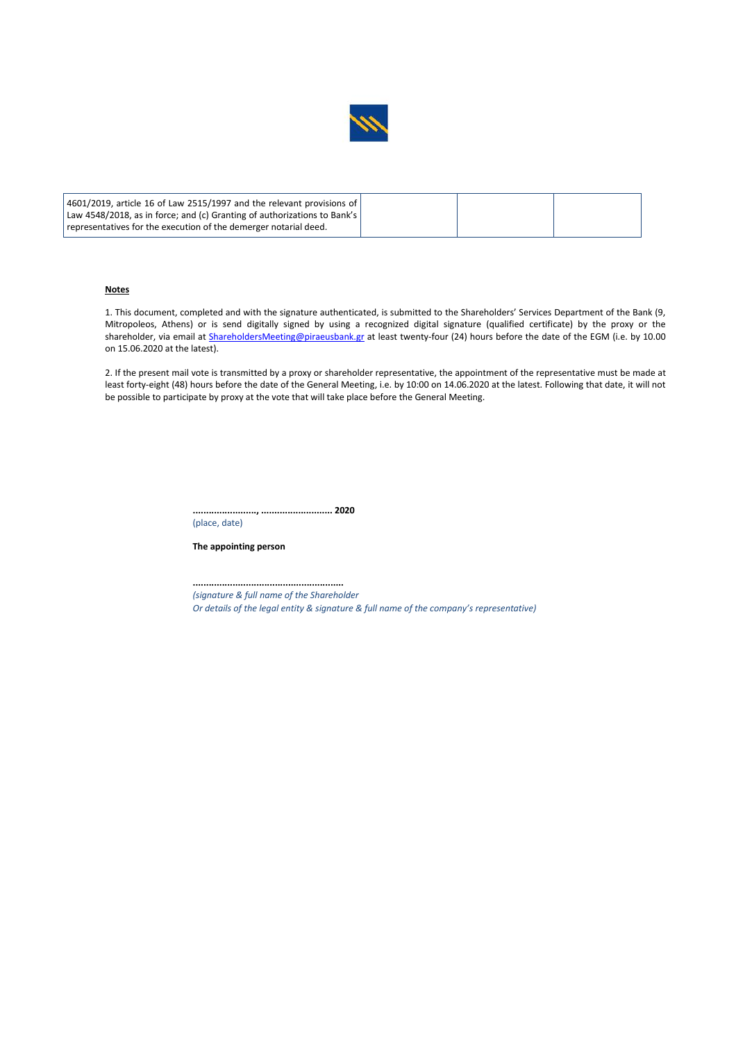| | | | |
|---|---|---|---|
| 4601/2019, article 16 of Law 2515/1997 and the relevant provisions of Law 4548/2018, as in force; and (c) Granting of authorizations to Bank's representatives for the execution of the demerger notarial deed. | | | |

**Notes**

1. This document, completed and with the signature authenticated, is submitted to the Shareholders' Services Department of the Bank (9, Mitropoleos, Athens) or is send digitally signed by using a recognized digital signature (qualified certificate) by the proxy or the shareholder, via email at ShareholdersMeeting@piraeusbank.gr at least twenty-four (24) hours before the date of the EGM (i.e. by 10.00 on 15.06.2020 at the latest).

2. If the present mail vote is transmitted by a proxy or shareholder representative, the appointment of the representative must be made at least forty-eight (48) hours before the date of the General Meeting, i.e. by 10:00 on 14.06.2020 at the latest. Following that date, it will not be possible to participate by proxy at the vote that will take place before the General Meeting.

**……………………, ……………………… 2020**
(place, date)

**The appointing person**

**…………………………………………………**
*(signature & full name of the Shareholder*
*Or details of the legal entity & signature & full name of the company's representative)*